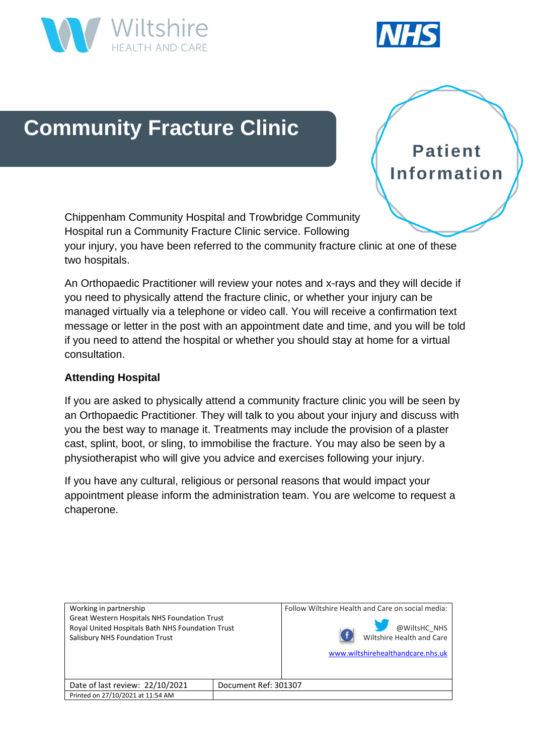Wiltshire HEALTH AND CARE

NHS

# Community Fracture Clinic

**Patient Information**

Chippenham Community Hospital and Trowbridge Community Hospital run a Community Fracture Clinic service. Following your injury, you have been referred to the community fracture clinic at one of these two hospitals.

An Orthopaedic Practitioner will review your notes and x-rays and they will decide if you need to physically attend the fracture clinic, or whether your injury can be managed virtually via a telephone or video call. You will receive a confirmation text message or letter in the post with an appointment date and time, and you will be told if you need to attend the hospital or whether you should stay at home for a virtual consultation.

**Attending Hospital**

If you are asked to physically attend a community fracture clinic you will be seen by an Orthopaedic Practitioner. They will talk to you about your injury and discuss with you the best way to manage it. Treatments may include the provision of a plaster cast, splint, boot, or sling, to immobilise the fracture. You may also be seen by a physiotherapist who will give you advice and exercises following your injury.

If you have any cultural, religious or personal reasons that would impact your appointment please inform the administration team. You are welcome to request a chaperone.

| Working in partnership<br>Great Western Hospitals NHS Foundation Trust<br>Royal United Hospitals Bath NHS Foundation Trust<br>Salisbury NHS Foundation Trust | | Follow Wiltshire Health and Care on social media:<br>@WiltsHC_NHS<br>Wiltshire Health and Care<br>www.wiltshirehealthandcare.nhs.uk |
|---|---|---|
| Date of last review: 22/10/2021 | Document Ref: 301307 | |
| Printed on 27/10/2021 at 11:54 AM | | |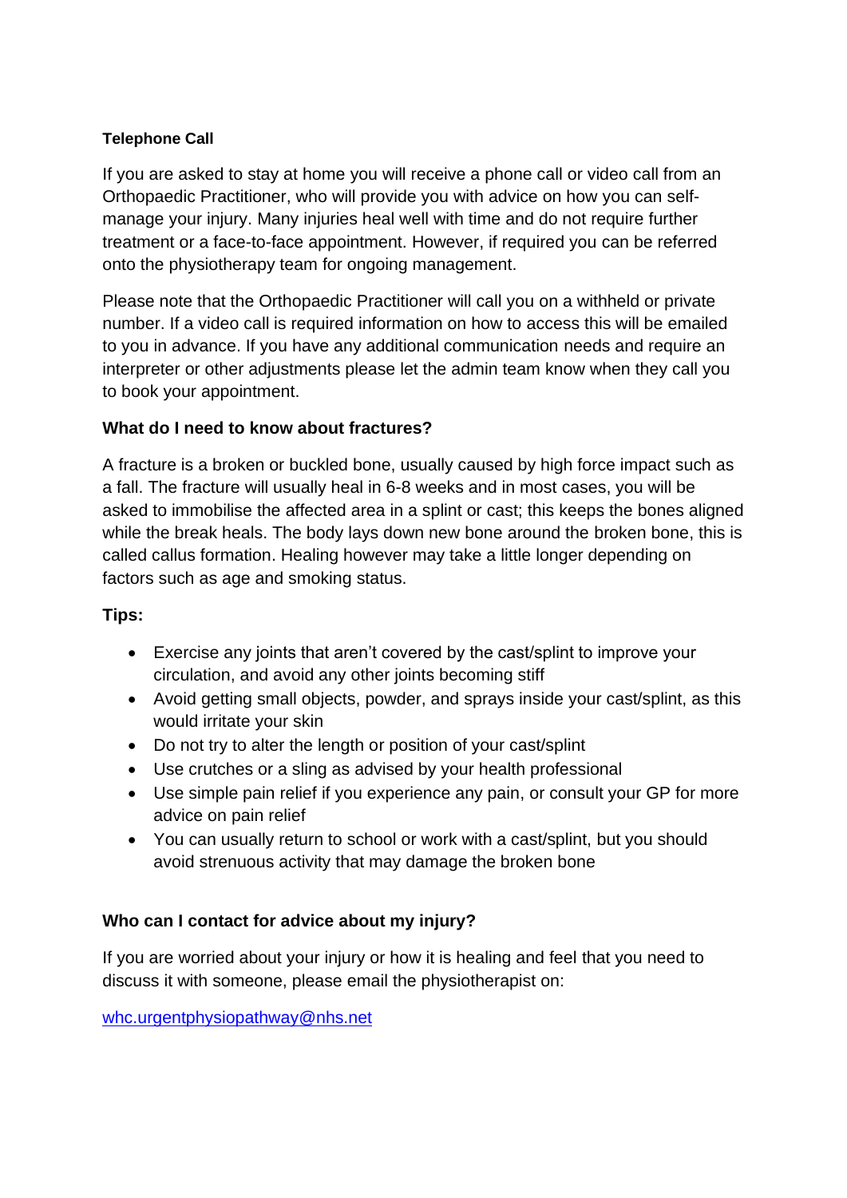**Telephone Call**

If you are asked to stay at home you will receive a phone call or video call from an Orthopaedic Practitioner, who will provide you with advice on how you can self-manage your injury. Many injuries heal well with time and do not require further treatment or a face-to-face appointment. However, if required you can be referred onto the physiotherapy team for ongoing management.

Please note that the Orthopaedic Practitioner will call you on a withheld or private number. If a video call is required information on how to access this will be emailed to you in advance. If you have any additional communication needs and require an interpreter or other adjustments please let the admin team know when they call you to book your appointment.

## What do I need to know about fractures?

A fracture is a broken or buckled bone, usually caused by high force impact such as a fall. The fracture will usually heal in 6-8 weeks and in most cases, you will be asked to immobilise the affected area in a splint or cast; this keeps the bones aligned while the break heals. The body lays down new bone around the broken bone, this is called callus formation. Healing however may take a little longer depending on factors such as age and smoking status.

**Tips:**

- Exercise any joints that aren't covered by the cast/splint to improve your circulation, and avoid any other joints becoming stiff
- Avoid getting small objects, powder, and sprays inside your cast/splint, as this would irritate your skin
- Do not try to alter the length or position of your cast/splint
- Use crutches or a sling as advised by your health professional
- Use simple pain relief if you experience any pain, or consult your GP for more advice on pain relief
- You can usually return to school or work with a cast/splint, but you should avoid strenuous activity that may damage the broken bone

## Who can I contact for advice about my injury?

If you are worried about your injury or how it is healing and feel that you need to discuss it with someone, please email the physiotherapist on:

whc.urgentphysiopathway@nhs.net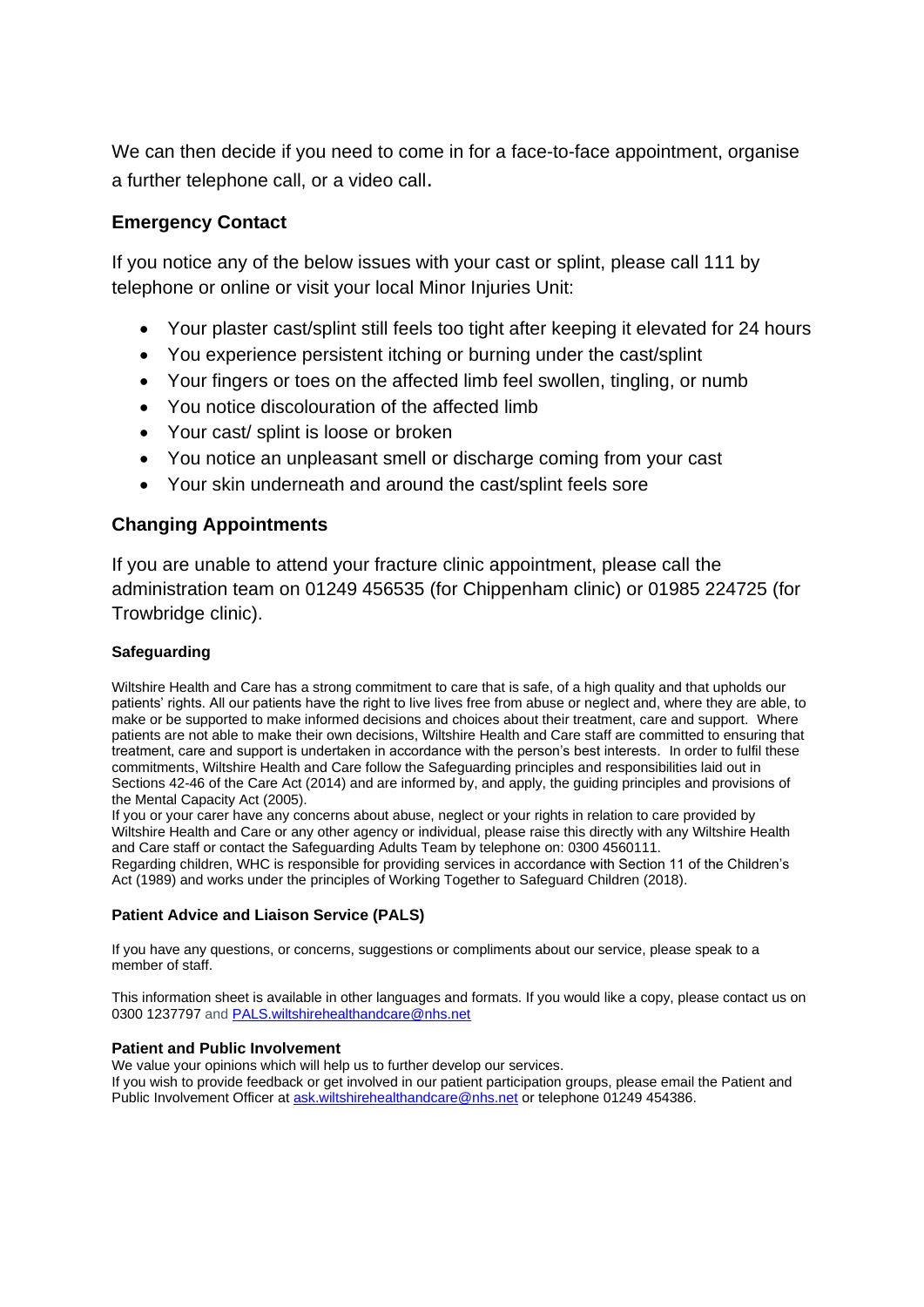We can then decide if you need to come in for a face-to-face appointment, organise a further telephone call, or a video call.

## Emergency Contact

If you notice any of the below issues with your cast or splint, please call 111 by telephone or online or visit your local Minor Injuries Unit:

- Your plaster cast/splint still feels too tight after keeping it elevated for 24 hours
- You experience persistent itching or burning under the cast/splint
- Your fingers or toes on the affected limb feel swollen, tingling, or numb
- You notice discolouration of the affected limb
- Your cast/ splint is loose or broken
- You notice an unpleasant smell or discharge coming from your cast
- Your skin underneath and around the cast/splint feels sore

## Changing Appointments

If you are unable to attend your fracture clinic appointment, please call the administration team on 01249 456535 (for Chippenham clinic) or 01985 224725 (for Trowbridge clinic).

### Safeguarding

Wiltshire Health and Care has a strong commitment to care that is safe, of a high quality and that upholds our patients' rights. All our patients have the right to live lives free from abuse or neglect and, where they are able, to make or be supported to make informed decisions and choices about their treatment, care and support. Where patients are not able to make their own decisions, Wiltshire Health and Care staff are committed to ensuring that treatment, care and support is undertaken in accordance with the person's best interests. In order to fulfil these commitments, Wiltshire Health and Care follow the Safeguarding principles and responsibilities laid out in Sections 42-46 of the Care Act (2014) and are informed by, and apply, the guiding principles and provisions of the Mental Capacity Act (2005).

If you or your carer have any concerns about abuse, neglect or your rights in relation to care provided by Wiltshire Health and Care or any other agency or individual, please raise this directly with any Wiltshire Health and Care staff or contact the Safeguarding Adults Team by telephone on: 0300 4560111.

Regarding children, WHC is responsible for providing services in accordance with Section 11 of the Children's Act (1989) and works under the principles of Working Together to Safeguard Children (2018).

### Patient Advice and Liaison Service (PALS)

If you have any questions, or concerns, suggestions or compliments about our service, please speak to a member of staff.

This information sheet is available in other languages and formats. If you would like a copy, please contact us on 0300 1237797 and PALS.wiltshirehealthandcare@nhs.net

### Patient and Public Involvement

We value your opinions which will help us to further develop our services.

If you wish to provide feedback or get involved in our patient participation groups, please email the Patient and Public Involvement Officer at ask.wiltshirehealthandcare@nhs.net or telephone 01249 454386.